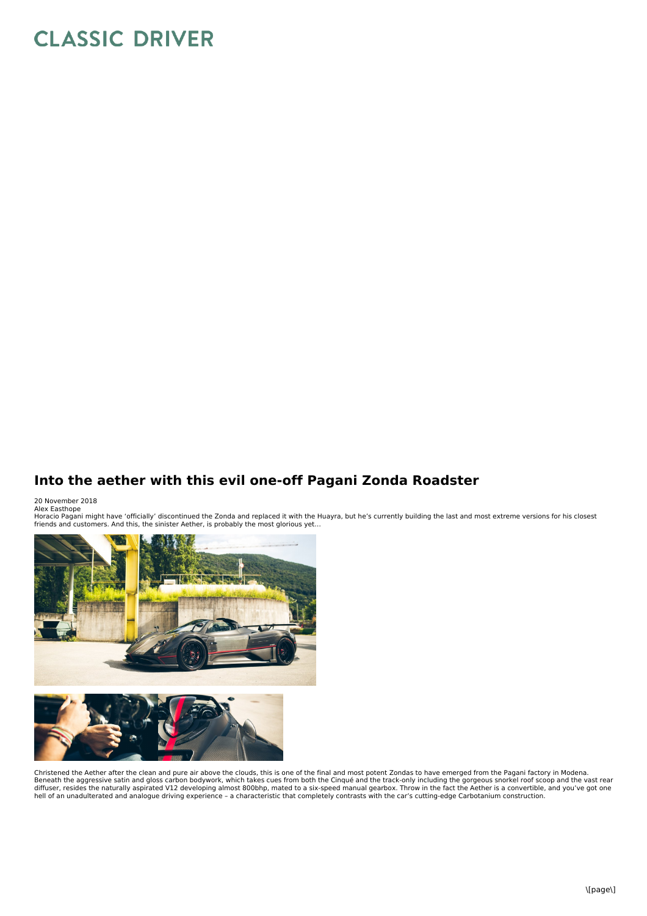CLASSIC DRIVER

# Into the aether with this evil one-off Pagani Zonda Roadster

20 November 2018

Alex Easthope

Horacio Pagani might have ‘officially’ discontinued the Zonda and replaced it with the Huayra, but he’s currently building the last and most extreme versions for his closest friends and customers. And this, the sinister Aether, is probably the most glorious yet…

Christened the Aether after the clean and pure air above the clouds, this is one of the final and most potent Zondas to have emerged from the Pagani factory in Modena. Beneath the aggressive satin and gloss carbon bodywork, which takes cues from both the Cinqué and the track-only including the gorgeous snorkel roof scoop and the vast rear diffuser, resides the naturally aspirated V12 developing almost 800bhp, mated to a six-speed manual gearbox. Throw in the fact the Aether is a convertible, and you’ve got one hell of an unadulterated and analogue driving experience – a characteristic that completely contrasts with the car’s cutting-edge Carbotanium construction.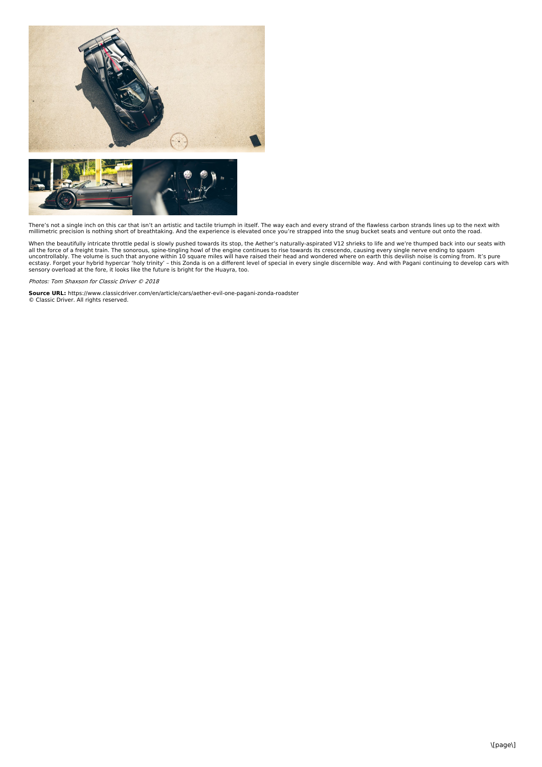There's not a single inch on this car that isn't an artistic and tactile triumph in itself. The way each and every strand of the flawless carbon strands lines up to the next with millimetric precision is nothing short of breathtaking. And the experience is elevated once you're strapped into the snug bucket seats and venture out onto the road.

When the beautifully intricate throttle pedal is slowly pushed towards its stop, the Aether's naturally-aspirated V12 shrieks to life and we're thumped back into our seats with all the force of a freight train. The sonorous, spine-tingling howl of the engine continues to rise towards its crescendo, causing every single nerve ending to spasm uncontrollably. The volume is such that anyone within 10 square miles will have raised their head and wondered where on earth this devilish noise is coming from. It's pure ecstasy. Forget your hybrid hypercar 'holy trinity' – this Zonda is on a different level of special in every single discernible way. And with Pagani continuing to develop cars with sensory overload at the fore, it looks like the future is bright for the Huayra, too.

*Photos: Tom Shaxson for Classic Driver © 2018*

**Source URL:** https://www.classicdriver.com/en/article/cars/aether-evil-one-pagani-zonda-roadster
© Classic Driver. All rights reserved.